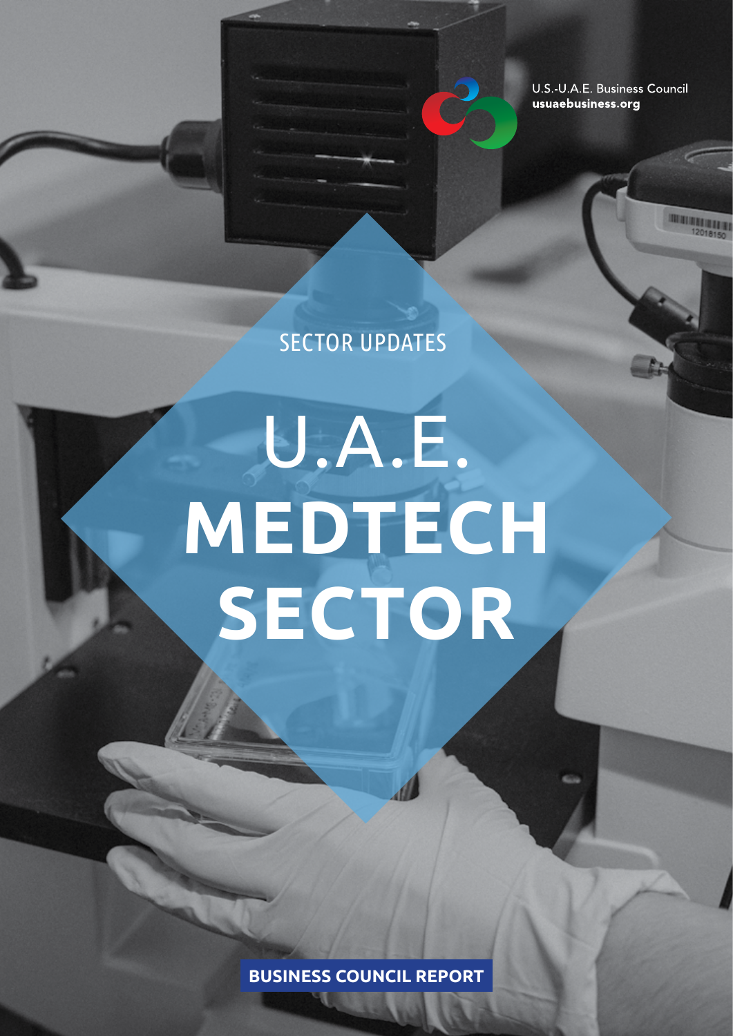U.S.-U.A.E. Business Council
**usuaebusiness.org**

SECTOR UPDATES

# U.A.E. MEDTECH SECTOR

**BUSINESS COUNCIL REPORT**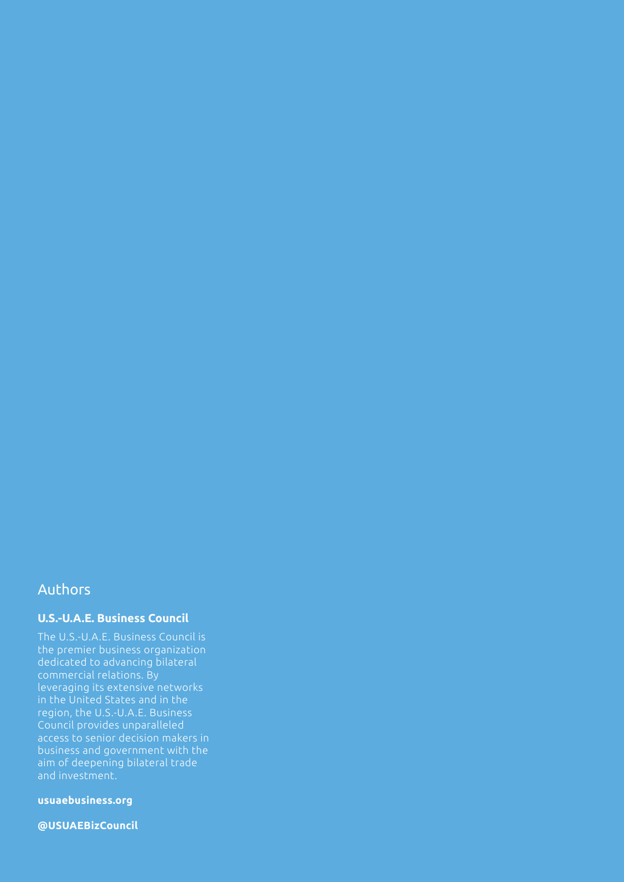## Authors

**U.S.-U.A.E. Business Council**

The U.S.-U.A.E. Business Council is the premier business organization dedicated to advancing bilateral commercial relations. By leveraging its extensive networks in the United States and in the region, the U.S.-U.A.E. Business Council provides unparalleled access to senior decision makers in business and government with the aim of deepening bilateral trade and investment.

**usuaebusiness.org**

**@USUAEBizCouncil**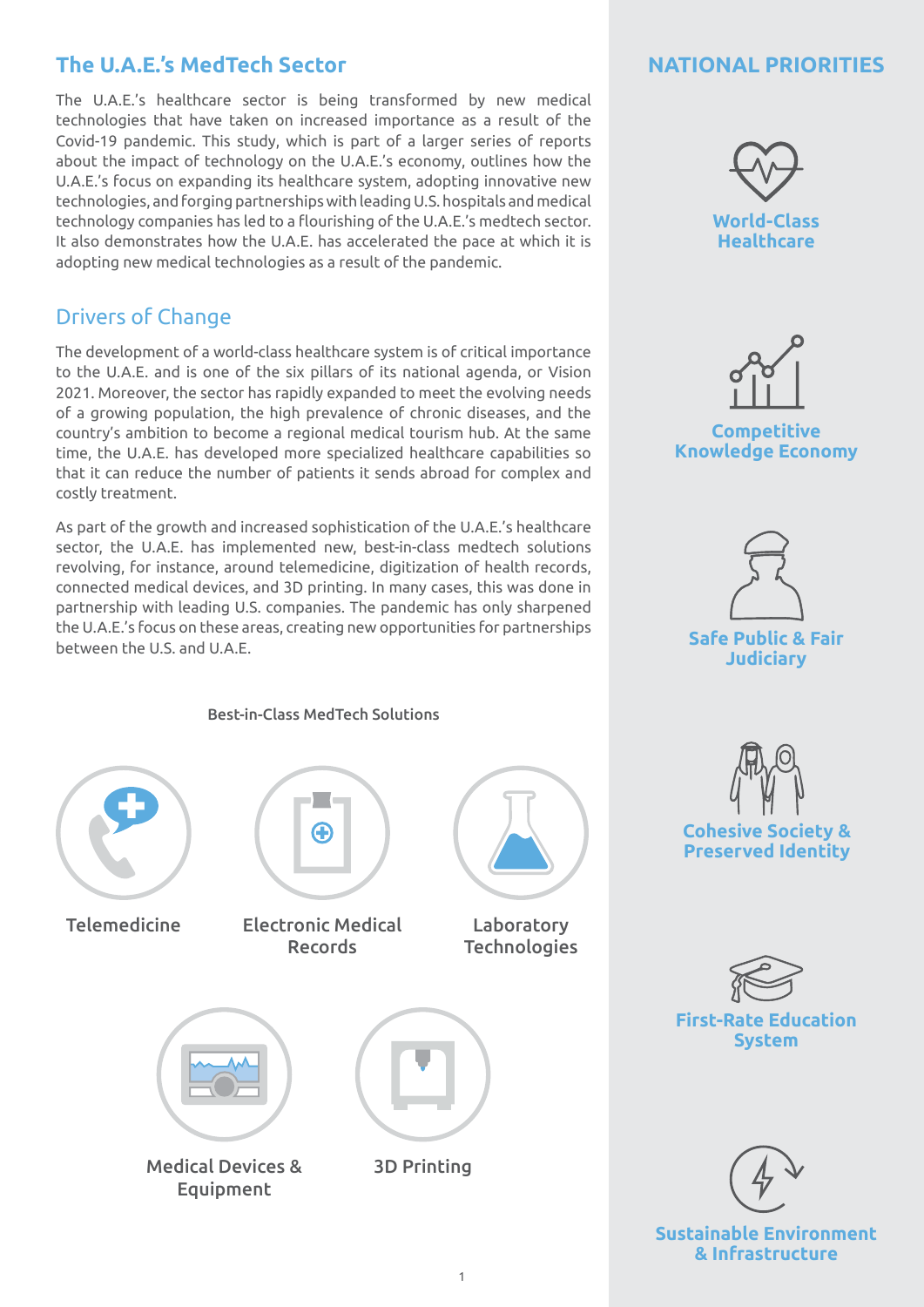## The U.A.E.'s MedTech Sector

The U.A.E.'s healthcare sector is being transformed by new medical technologies that have taken on increased importance as a result of the Covid-19 pandemic. This study, which is part of a larger series of reports about the impact of technology on the U.A.E.'s economy, outlines how the U.A.E.'s focus on expanding its healthcare system, adopting innovative new technologies, and forging partnerships with leading U.S. hospitals and medical technology companies has led to a flourishing of the U.A.E.'s medtech sector. It also demonstrates how the U.A.E. has accelerated the pace at which it is adopting new medical technologies as a result of the pandemic.

## Drivers of Change

The development of a world-class healthcare system is of critical importance to the U.A.E. and is one of the six pillars of its national agenda, or Vision 2021. Moreover, the sector has rapidly expanded to meet the evolving needs of a growing population, the high prevalence of chronic diseases, and the country's ambition to become a regional medical tourism hub. At the same time, the U.A.E. has developed more specialized healthcare capabilities so that it can reduce the number of patients it sends abroad for complex and costly treatment.

As part of the growth and increased sophistication of the U.A.E.'s healthcare sector, the U.A.E. has implemented new, best-in-class medtech solutions revolving, for instance, around telemedicine, digitization of health records, connected medical devices, and 3D printing. In many cases, this was done in partnership with leading U.S. companies. The pandemic has only sharpened the U.A.E.'s focus on these areas, creating new opportunities for partnerships between the U.S. and U.A.E.

**Best-in-Class MedTech Solutions**

- Telemedicine
- Electronic Medical Records
- Laboratory Technologies
- Medical Devices & Equipment
- 3D Printing

## NATIONAL PRIORITIES

- World-Class Healthcare
- Competitive Knowledge Economy
- Safe Public & Fair Judiciary
- Cohesive Society & Preserved Identity
- First-Rate Education System
- Sustainable Environment & Infrastructure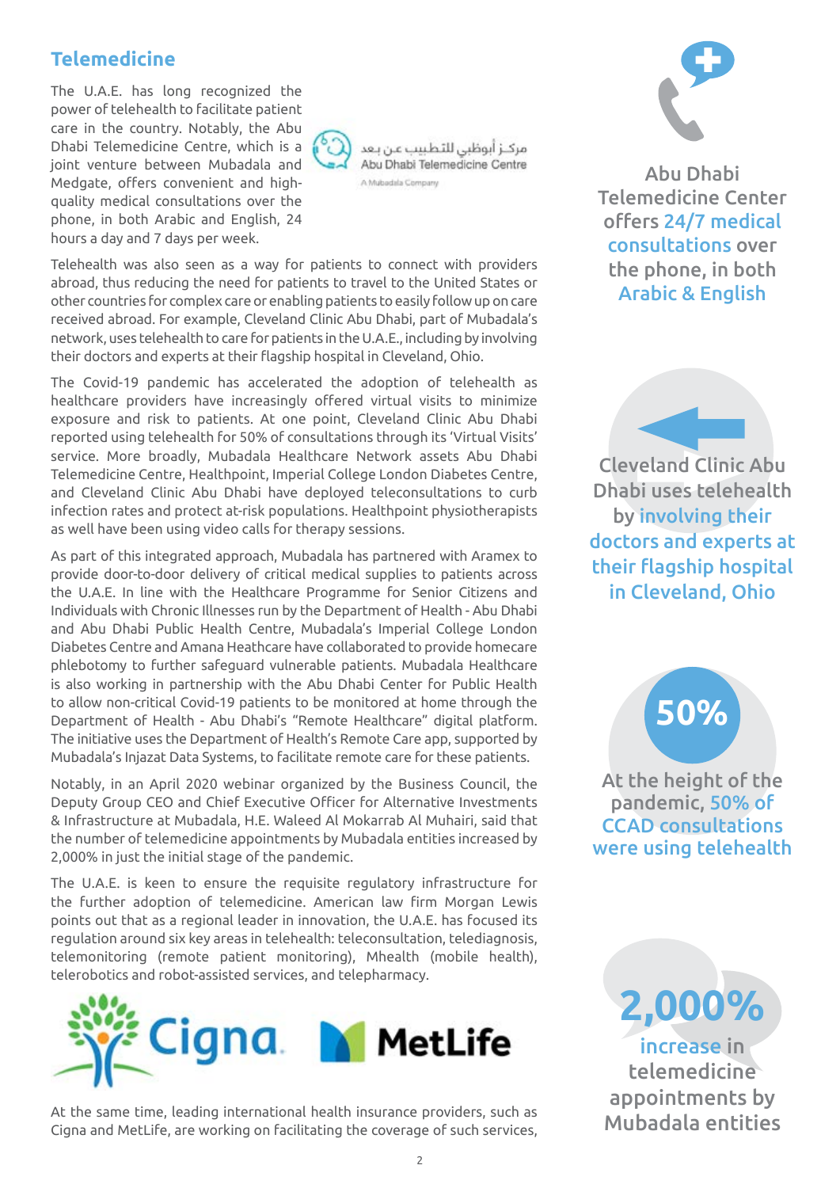## Telemedicine

The U.A.E. has long recognized the power of telehealth to facilitate patient care in the country. Notably, the Abu Dhabi Telemedicine Centre, which is a joint venture between Mubadala and Medgate, offers convenient and high-quality medical consultations over the phone, in both Arabic and English, 24 hours a day and 7 days per week.

مركز أبوظبي للتطبيب عن بعد
Abu Dhabi Telemedicine Centre
A Mubadala Company

Telehealth was also seen as a way for patients to connect with providers abroad, thus reducing the need for patients to travel to the United States or other countries for complex care or enabling patients to easily follow up on care received abroad. For example, Cleveland Clinic Abu Dhabi, part of Mubadala's network, uses telehealth to care for patients in the U.A.E., including by involving their doctors and experts at their flagship hospital in Cleveland, Ohio.

The Covid-19 pandemic has accelerated the adoption of telehealth as healthcare providers have increasingly offered virtual visits to minimize exposure and risk to patients. At one point, Cleveland Clinic Abu Dhabi reported using telehealth for 50% of consultations through its 'Virtual Visits' service. More broadly, Mubadala Healthcare Network assets Abu Dhabi Telemedicine Centre, Healthpoint, Imperial College London Diabetes Centre, and Cleveland Clinic Abu Dhabi have deployed teleconsultations to curb infection rates and protect at-risk populations. Healthpoint physiotherapists as well have been using video calls for therapy sessions.

As part of this integrated approach, Mubadala has partnered with Aramex to provide door-to-door delivery of critical medical supplies to patients across the U.A.E. In line with the Healthcare Programme for Senior Citizens and Individuals with Chronic Illnesses run by the Department of Health - Abu Dhabi and Abu Dhabi Public Health Centre, Mubadala's Imperial College London Diabetes Centre and Amana Heathcare have collaborated to provide homecare phlebotomy to further safeguard vulnerable patients. Mubadala Healthcare is also working in partnership with the Abu Dhabi Center for Public Health to allow non-critical Covid-19 patients to be monitored at home through the Department of Health - Abu Dhabi's "Remote Healthcare" digital platform. The initiative uses the Department of Health's Remote Care app, supported by Mubadala's Injazat Data Systems, to facilitate remote care for these patients.

Notably, in an April 2020 webinar organized by the Business Council, the Deputy Group CEO and Chief Executive Officer for Alternative Investments & Infrastructure at Mubadala, H.E. Waleed Al Mokarrab Al Muhairi, said that the number of telemedicine appointments by Mubadala entities increased by 2,000% in just the initial stage of the pandemic.

The U.A.E. is keen to ensure the requisite regulatory infrastructure for the further adoption of telemedicine. American law firm Morgan Lewis points out that as a regional leader in innovation, the U.A.E. has focused its regulation around six key areas in telehealth: teleconsultation, telediagnosis, telemonitoring (remote patient monitoring), Mhealth (mobile health), telerobotics and robot-assisted services, and telepharmacy.

Cigna MetLife

At the same time, leading international health insurance providers, such as Cigna and MetLife, are working on facilitating the coverage of such services,

Abu Dhabi Telemedicine Center offers **24/7 medical consultations** over the phone, in both **Arabic & English**

Cleveland Clinic Abu Dhabi uses telehealth by **involving their doctors and experts at their flagship hospital in Cleveland, Ohio**

**50%**

At the height of the pandemic, **50% of CCAD consultations were using telehealth**

**2,000%**

**increase** in telemedicine appointments by Mubadala entities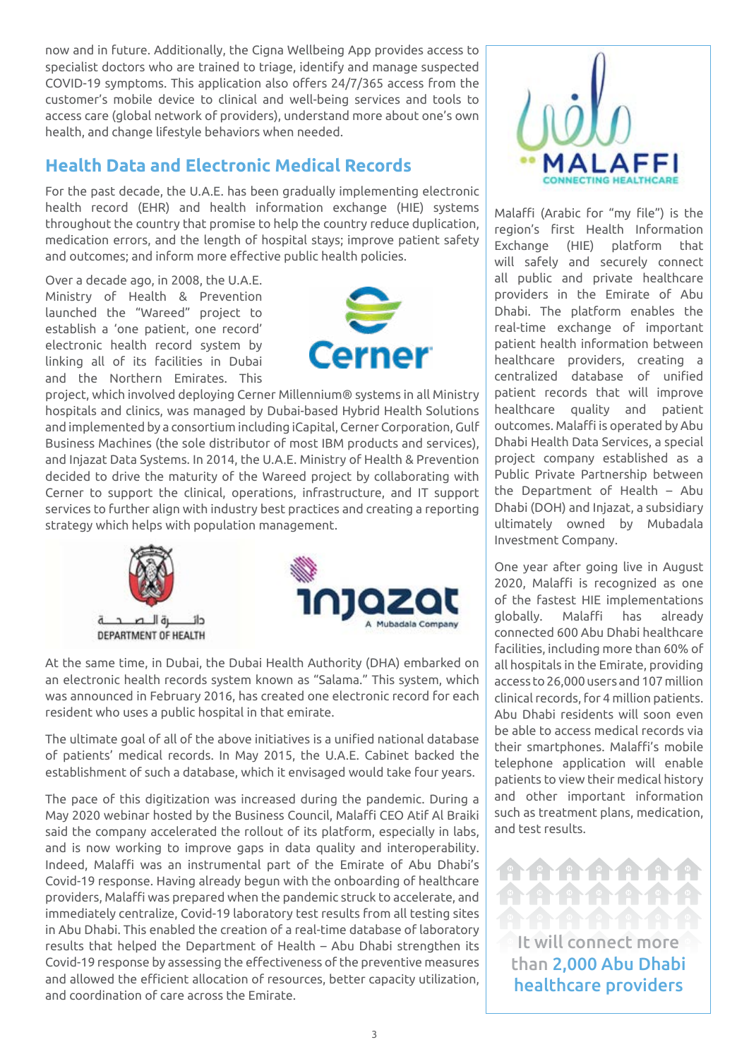now and in future. Additionally, the Cigna Wellbeing App provides access to specialist doctors who are trained to triage, identify and manage suspected COVID-19 symptoms. This application also offers 24/7/365 access from the customer's mobile device to clinical and well-being services and tools to access care (global network of providers), understand more about one's own health, and change lifestyle behaviors when needed.

## Health Data and Electronic Medical Records

For the past decade, the U.A.E. has been gradually implementing electronic health record (EHR) and health information exchange (HIE) systems throughout the country that promise to help the country reduce duplication, medication errors, and the length of hospital stays; improve patient safety and outcomes; and inform more effective public health policies.

Over a decade ago, in 2008, the U.A.E. Ministry of Health & Prevention launched the "Wareed" project to establish a 'one patient, one record' electronic health record system by linking all of its facilities in Dubai and the Northern Emirates. This project, which involved deploying Cerner Millennium® systems in all Ministry hospitals and clinics, was managed by Dubai-based Hybrid Health Solutions and implemented by a consortium including iCapital, Cerner Corporation, Gulf Business Machines (the sole distributor of most IBM products and services), and Injazat Data Systems. In 2014, the U.A.E. Ministry of Health & Prevention decided to drive the maturity of the Wareed project by collaborating with Cerner to support the clinical, operations, infrastructure, and IT support services to further align with industry best practices and creating a reporting strategy which helps with population management.

At the same time, in Dubai, the Dubai Health Authority (DHA) embarked on an electronic health records system known as "Salama." This system, which was announced in February 2016, has created one electronic record for each resident who uses a public hospital in that emirate.

The ultimate goal of all of the above initiatives is a unified national database of patients' medical records. In May 2015, the U.A.E. Cabinet backed the establishment of such a database, which it envisaged would take four years.

The pace of this digitization was increased during the pandemic. During a May 2020 webinar hosted by the Business Council, Malaffi CEO Atif Al Braiki said the company accelerated the rollout of its platform, especially in labs, and is now working to improve gaps in data quality and interoperability. Indeed, Malaffi was an instrumental part of the Emirate of Abu Dhabi's Covid-19 response. Having already begun with the onboarding of healthcare providers, Malaffi was prepared when the pandemic struck to accelerate, and immediately centralize, Covid-19 laboratory test results from all testing sites in Abu Dhabi. This enabled the creation of a real-time database of laboratory results that helped the Department of Health – Abu Dhabi strengthen its Covid-19 response by assessing the effectiveness of the preventive measures and allowed the efficient allocation of resources, better capacity utilization, and coordination of care across the Emirate.

Malaffi (Arabic for "my file") is the region's first Health Information Exchange (HIE) platform that will safely and securely connect all public and private healthcare providers in the Emirate of Abu Dhabi. The platform enables the real-time exchange of important patient health information between healthcare providers, creating a centralized database of unified patient records that will improve healthcare quality and patient outcomes. Malaffi is operated by Abu Dhabi Health Data Services, a special project company established as a Public Private Partnership between the Department of Health – Abu Dhabi (DOH) and Injazat, a subsidiary ultimately owned by Mubadala Investment Company.

One year after going live in August 2020, Malaffi is recognized as one of the fastest HIE implementations globally. Malaffi has already connected 600 Abu Dhabi healthcare facilities, including more than 60% of all hospitals in the Emirate, providing access to 26,000 users and 107 million clinical records, for 4 million patients. Abu Dhabi residents will soon even be able to access medical records via their smartphones. Malaffi's mobile telephone application will enable patients to view their medical history and other important information such as treatment plans, medication, and test results.

It will connect more than **2,000 Abu Dhabi healthcare providers**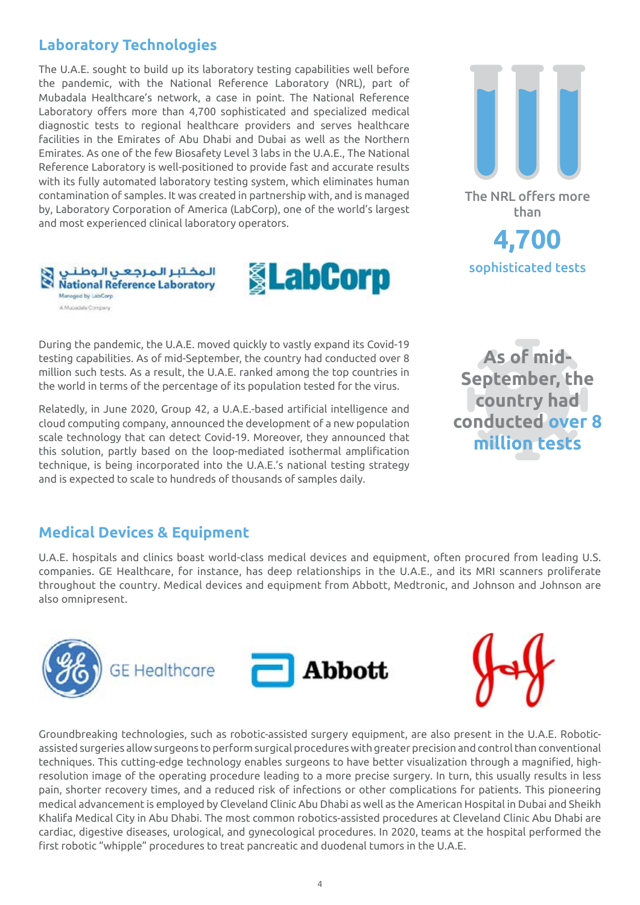## Laboratory Technologies

The U.A.E. sought to build up its laboratory testing capabilities well before the pandemic, with the National Reference Laboratory (NRL), part of Mubadala Healthcare's network, a case in point. The National Reference Laboratory offers more than 4,700 sophisticated and specialized medical diagnostic tests to regional healthcare providers and serves healthcare facilities in the Emirates of Abu Dhabi and Dubai as well as the Northern Emirates. As one of the few Biosafety Level 3 labs in the U.A.E., The National Reference Laboratory is well-positioned to provide fast and accurate results with its fully automated laboratory testing system, which eliminates human contamination of samples. It was created in partnership with, and is managed by, Laboratory Corporation of America (LabCorp), one of the world's largest and most experienced clinical laboratory operators.

The NRL offers more than **4,700** sophisticated tests

المختبر المرجعي الوطني
National Reference Laboratory
Managed by LabCorp
A Mubadala Company

LabCorp

During the pandemic, the U.A.E. moved quickly to vastly expand its Covid-19 testing capabilities. As of mid-September, the country had conducted over 8 million such tests. As a result, the U.A.E. ranked among the top countries in the world in terms of the percentage of its population tested for the virus.

Relatedly, in June 2020, Group 42, a U.A.E.-based artificial intelligence and cloud computing company, announced the development of a new population scale technology that can detect Covid-19. Moreover, they announced that this solution, partly based on the loop-mediated isothermal amplification technique, is being incorporated into the U.A.E.'s national testing strategy and is expected to scale to hundreds of thousands of samples daily.

**As of mid-September, the country had conducted over 8 million tests**

## Medical Devices & Equipment

U.A.E. hospitals and clinics boast world-class medical devices and equipment, often procured from leading U.S. companies. GE Healthcare, for instance, has deep relationships in the U.A.E., and its MRI scanners proliferate throughout the country. Medical devices and equipment from Abbott, Medtronic, and Johnson and Johnson are also omnipresent.

GE Healthcare | Abbott | J&J

Groundbreaking technologies, such as robotic-assisted surgery equipment, are also present in the U.A.E. Robotic-assisted surgeries allow surgeons to perform surgical procedures with greater precision and control than conventional techniques. This cutting-edge technology enables surgeons to have better visualization through a magnified, high-resolution image of the operating procedure leading to a more precise surgery. In turn, this usually results in less pain, shorter recovery times, and a reduced risk of infections or other complications for patients. This pioneering medical advancement is employed by Cleveland Clinic Abu Dhabi as well as the American Hospital in Dubai and Sheikh Khalifa Medical City in Abu Dhabi. The most common robotics-assisted procedures at Cleveland Clinic Abu Dhabi are cardiac, digestive diseases, urological, and gynecological procedures. In 2020, teams at the hospital performed the first robotic "whipple" procedures to treat pancreatic and duodenal tumors in the U.A.E.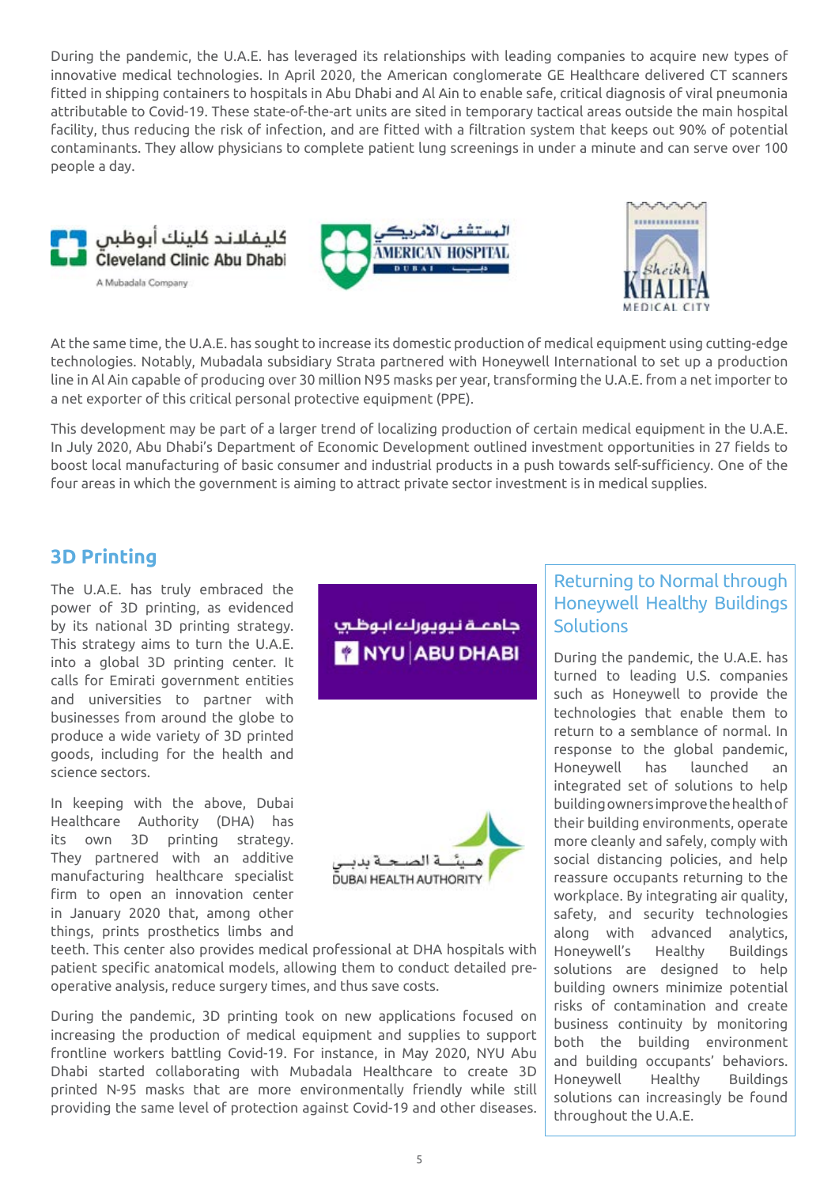During the pandemic, the U.A.E. has leveraged its relationships with leading companies to acquire new types of innovative medical technologies. In April 2020, the American conglomerate GE Healthcare delivered CT scanners fitted in shipping containers to hospitals in Abu Dhabi and Al Ain to enable safe, critical diagnosis of viral pneumonia attributable to Covid-19. These state-of-the-art units are sited in temporary tactical areas outside the main hospital facility, thus reducing the risk of infection, and are fitted with a filtration system that keeps out 90% of potential contaminants. They allow physicians to complete patient lung screenings in under a minute and can serve over 100 people a day.

At the same time, the U.A.E. has sought to increase its domestic production of medical equipment using cutting-edge technologies. Notably, Mubadala subsidiary Strata partnered with Honeywell International to set up a production line in Al Ain capable of producing over 30 million N95 masks per year, transforming the U.A.E. from a net importer to a net exporter of this critical personal protective equipment (PPE).

This development may be part of a larger trend of localizing production of certain medical equipment in the U.A.E. In July 2020, Abu Dhabi's Department of Economic Development outlined investment opportunities in 27 fields to boost local manufacturing of basic consumer and industrial products in a push towards self-sufficiency. One of the four areas in which the government is aiming to attract private sector investment is in medical supplies.

## 3D Printing

The U.A.E. has truly embraced the power of 3D printing, as evidenced by its national 3D printing strategy. This strategy aims to turn the U.A.E. into a global 3D printing center. It calls for Emirati government entities and universities to partner with businesses from around the globe to produce a wide variety of 3D printed goods, including for the health and science sectors.

In keeping with the above, Dubai Healthcare Authority (DHA) has its own 3D printing strategy. They partnered with an additive manufacturing healthcare specialist firm to open an innovation center in January 2020 that, among other things, prints prosthetics limbs and teeth. This center also provides medical professional at DHA hospitals with patient specific anatomical models, allowing them to conduct detailed pre-operative analysis, reduce surgery times, and thus save costs.

During the pandemic, 3D printing took on new applications focused on increasing the production of medical equipment and supplies to support frontline workers battling Covid-19. For instance, in May 2020, NYU Abu Dhabi started collaborating with Mubadala Healthcare to create 3D printed N-95 masks that are more environmentally friendly while still providing the same level of protection against Covid-19 and other diseases.

### Returning to Normal through Honeywell Healthy Buildings Solutions

During the pandemic, the U.A.E. has turned to leading U.S. companies such as Honeywell to provide the technologies that enable them to return to a semblance of normal. In response to the global pandemic, Honeywell has launched an integrated set of solutions to help building owners improve the health of their building environments, operate more cleanly and safely, comply with social distancing policies, and help reassure occupants returning to the workplace. By integrating air quality, safety, and security technologies along with advanced analytics, Honeywell's Healthy Buildings solutions are designed to help building owners minimize potential risks of contamination and create business continuity by monitoring both the building environment and building occupants' behaviors. Honeywell Healthy Buildings solutions can increasingly be found throughout the U.A.E.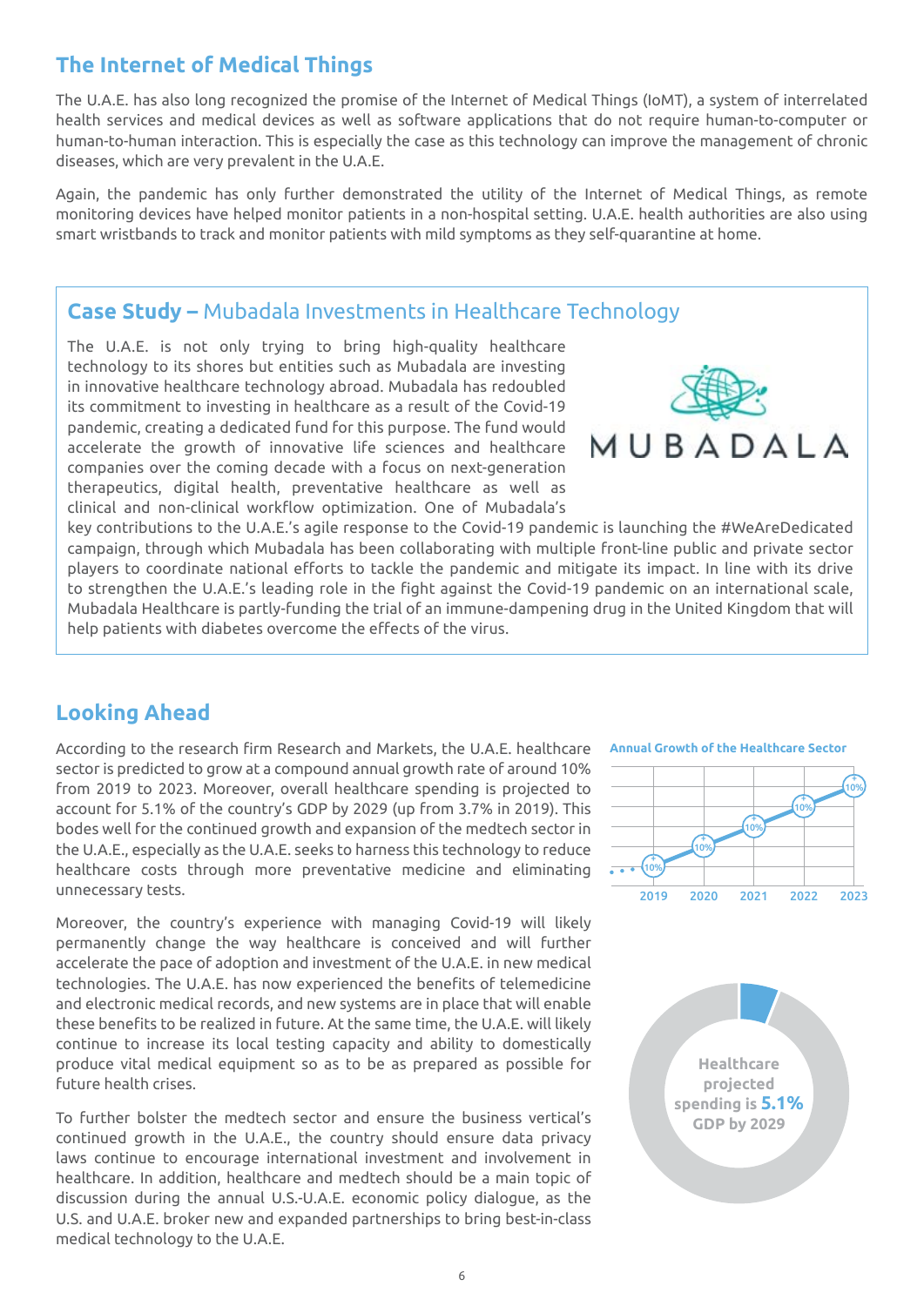## The Internet of Medical Things

The U.A.E. has also long recognized the promise of the Internet of Medical Things (IoMT), a system of interrelated health services and medical devices as well as software applications that do not require human-to-computer or human-to-human interaction. This is especially the case as this technology can improve the management of chronic diseases, which are very prevalent in the U.A.E.

Again, the pandemic has only further demonstrated the utility of the Internet of Medical Things, as remote monitoring devices have helped monitor patients in a non-hospital setting. U.A.E. health authorities are also using smart wristbands to track and monitor patients with mild symptoms as they self-quarantine at home.

### Case Study – Mubadala Investments in Healthcare Technology

The U.A.E. is not only trying to bring high-quality healthcare technology to its shores but entities such as Mubadala are investing in innovative healthcare technology abroad. Mubadala has redoubled its commitment to investing in healthcare as a result of the Covid-19 pandemic, creating a dedicated fund for this purpose. The fund would accelerate the growth of innovative life sciences and healthcare companies over the coming decade with a focus on next-generation therapeutics, digital health, preventative healthcare as well as clinical and non-clinical workflow optimization. One of Mubadala's key contributions to the U.A.E.'s agile response to the Covid-19 pandemic is launching the #WeAreDedicated campaign, through which Mubadala has been collaborating with multiple front-line public and private sector players to coordinate national efforts to tackle the pandemic and mitigate its impact. In line with its drive to strengthen the U.A.E.'s leading role in the fight against the Covid-19 pandemic on an international scale, Mubadala Healthcare is partly-funding the trial of an immune-dampening drug in the United Kingdom that will help patients with diabetes overcome the effects of the virus.

## Looking Ahead

According to the research firm Research and Markets, the U.A.E. healthcare sector is predicted to grow at a compound annual growth rate of around 10% from 2019 to 2023. Moreover, overall healthcare spending is projected to account for 5.1% of the country's GDP by 2029 (up from 3.7% in 2019). This bodes well for the continued growth and expansion of the medtech sector in the U.A.E., especially as the U.A.E. seeks to harness this technology to reduce healthcare costs through more preventative medicine and eliminating unnecessary tests.

**Annual Growth of the Healthcare Sector**

| 2019 | 2020 | 2021 | 2022 | 2023 |
|---|---|---|---|---|
| 10% | 10% | 10% | 10% | 10% |

Moreover, the country's experience with managing Covid-19 will likely permanently change the way healthcare is conceived and will further accelerate the pace of adoption and investment of the U.A.E. in new medical technologies. The U.A.E. has now experienced the benefits of telemedicine and electronic medical records, and new systems are in place that will enable these benefits to be realized in future. At the same time, the U.A.E. will likely continue to increase its local testing capacity and ability to domestically produce vital medical equipment so as to be as prepared as possible for future health crises.

To further bolster the medtech sector and ensure the business vertical's continued growth in the U.A.E., the country should ensure data privacy laws continue to encourage international investment and involvement in healthcare. In addition, healthcare and medtech should be a main topic of discussion during the annual U.S.-U.A.E. economic policy dialogue, as the U.S. and U.A.E. broker new and expanded partnerships to bring best-in-class medical technology to the U.A.E.

Healthcare projected spending is **5.1%** GDP by 2029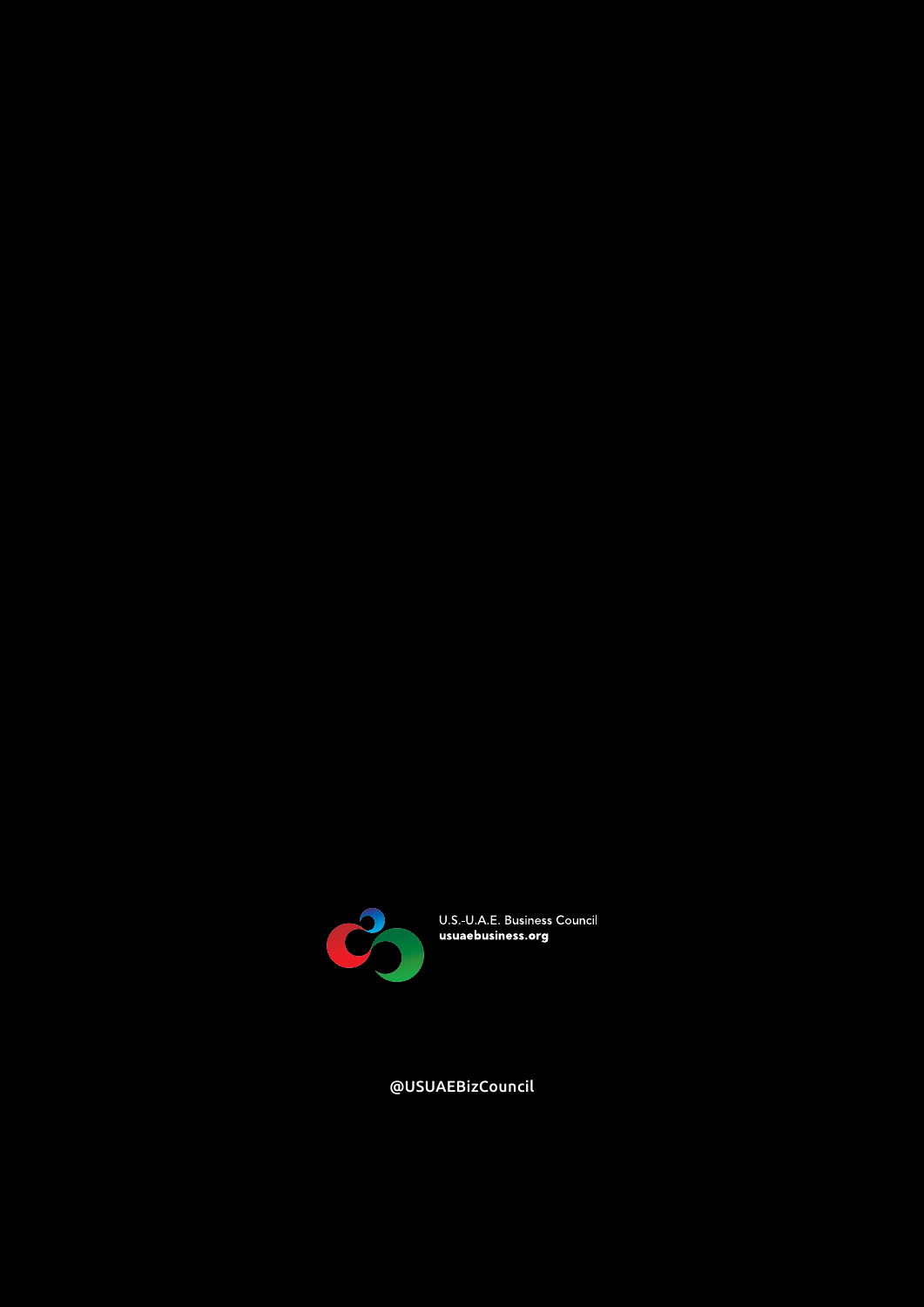U.S.-U.A.E. Business Council
**usuaebusiness.org**

@USUAEBizCouncil